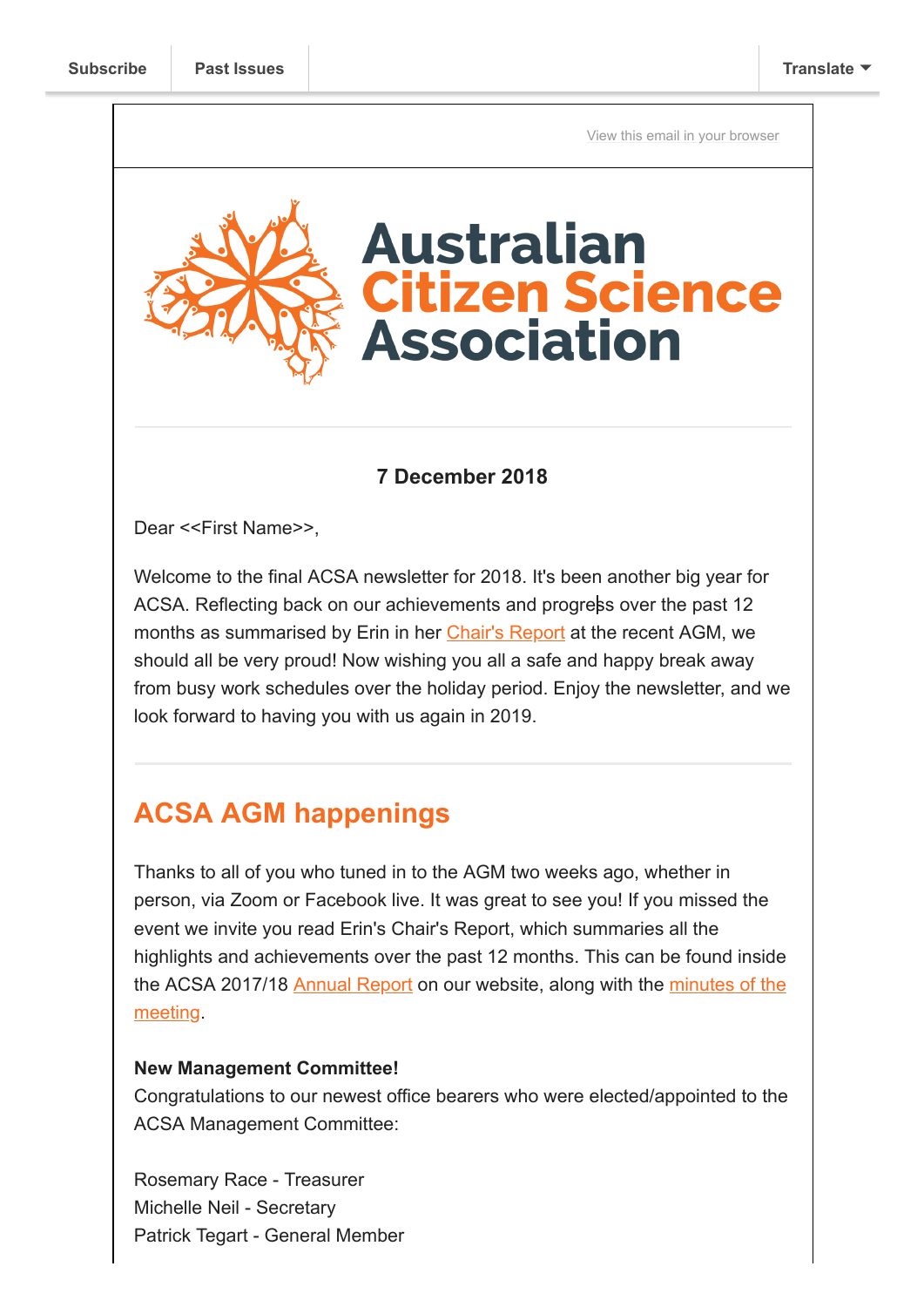Subscribe | Past Issues | Translate

View this email in your browser

# Australian Citizen Science Association

**7 December 2018**

Dear <<First Name>>,

Welcome to the final ACSA newsletter for 2018. It's been another big year for ACSA. Reflecting back on our achievements and progress over the past 12 months as summarised by Erin in her Chair's Report at the recent AGM, we should all be very proud! Now wishing you all a safe and happy break away from busy work schedules over the holiday period. Enjoy the newsletter, and we look forward to having you with us again in 2019.

## ACSA AGM happenings

Thanks to all of you who tuned in to the AGM two weeks ago, whether in person, via Zoom or Facebook live. It was great to see you! If you missed the event we invite you read Erin's Chair's Report, which summaries all the highlights and achievements over the past 12 months. This can be found inside the ACSA 2017/18 Annual Report on our website, along with the minutes of the meeting.

**New Management Committee!**
Congratulations to our newest office bearers who were elected/appointed to the ACSA Management Committee:

Rosemary Race - Treasurer
Michelle Neil - Secretary
Patrick Tegart - General Member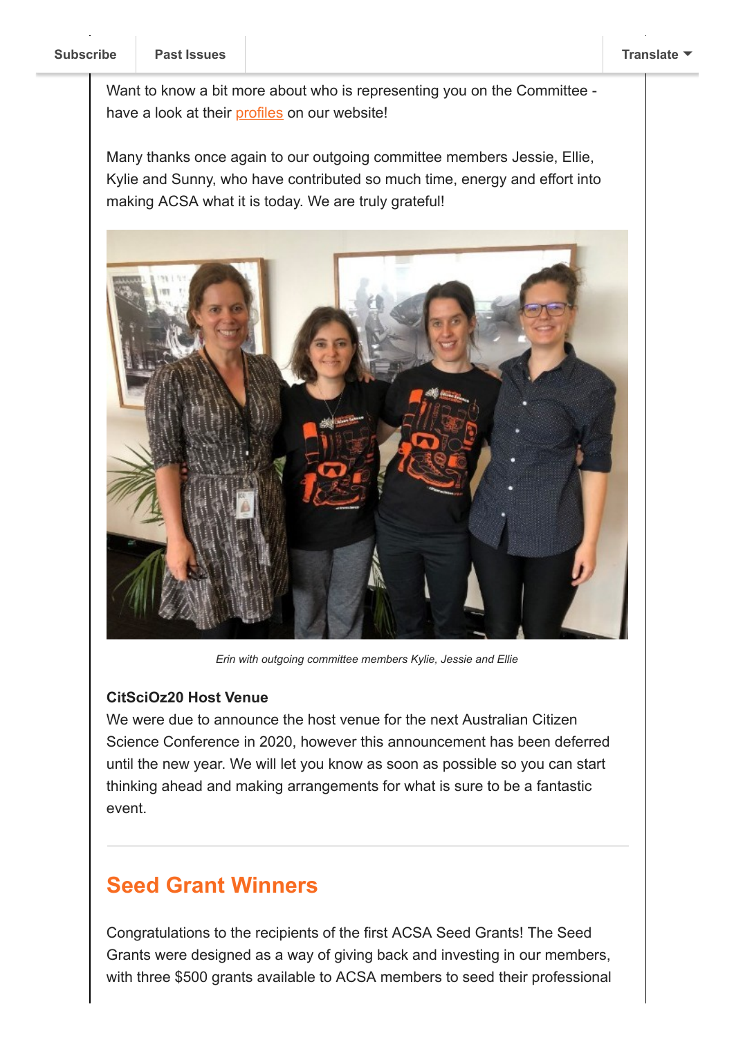Want to know a bit more about who is representing you on the Committee - have a look at their profiles on our website!

Many thanks once again to our outgoing committee members Jessie, Ellie, Kylie and Sunny, who have contributed so much time, energy and effort into making ACSA what it is today. We are truly grateful!

*Erin with outgoing committee members Kylie, Jessie and Ellie*

**CitSciOz20 Host Venue**
We were due to announce the host venue for the next Australian Citizen Science Conference in 2020, however this announcement has been deferred until the new year. We will let you know as soon as possible so you can start thinking ahead and making arrangements for what is sure to be a fantastic event.

## Seed Grant Winners

Congratulations to the recipients of the first ACSA Seed Grants! The Seed Grants were designed as a way of giving back and investing in our members, with three $500 grants available to ACSA members to seed their professional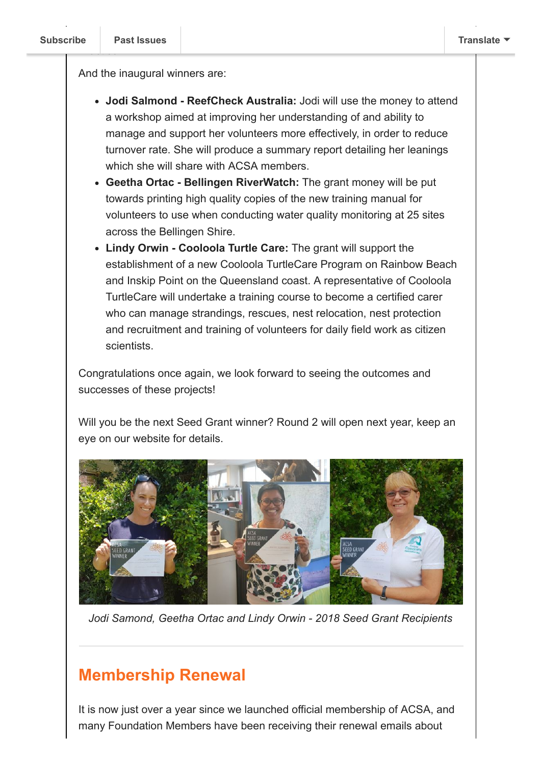And the inaugural winners are:

- **Jodi Salmond - ReefCheck Australia:** Jodi will use the money to attend a workshop aimed at improving her understanding of and ability to manage and support her volunteers more effectively, in order to reduce turnover rate. She will produce a summary report detailing her leanings which she will share with ACSA members.
- **Geetha Ortac - Bellingen RiverWatch:** The grant money will be put towards printing high quality copies of the new training manual for volunteers to use when conducting water quality monitoring at 25 sites across the Bellingen Shire.
- **Lindy Orwin - Cooloola Turtle Care:** The grant will support the establishment of a new Cooloola TurtleCare Program on Rainbow Beach and Inskip Point on the Queensland coast. A representative of Cooloola TurtleCare will undertake a training course to become a certified carer who can manage strandings, rescues, nest relocation, nest protection and recruitment and training of volunteers for daily field work as citizen scientists.

Congratulations once again, we look forward to seeing the outcomes and successes of these projects!

Will you be the next Seed Grant winner? Round 2 will open next year, keep an eye on our website for details.

*Jodi Samond, Geetha Ortac and Lindy Orwin - 2018 Seed Grant Recipients*

## Membership Renewal

It is now just over a year since we launched official membership of ACSA, and many Foundation Members have been receiving their renewal emails about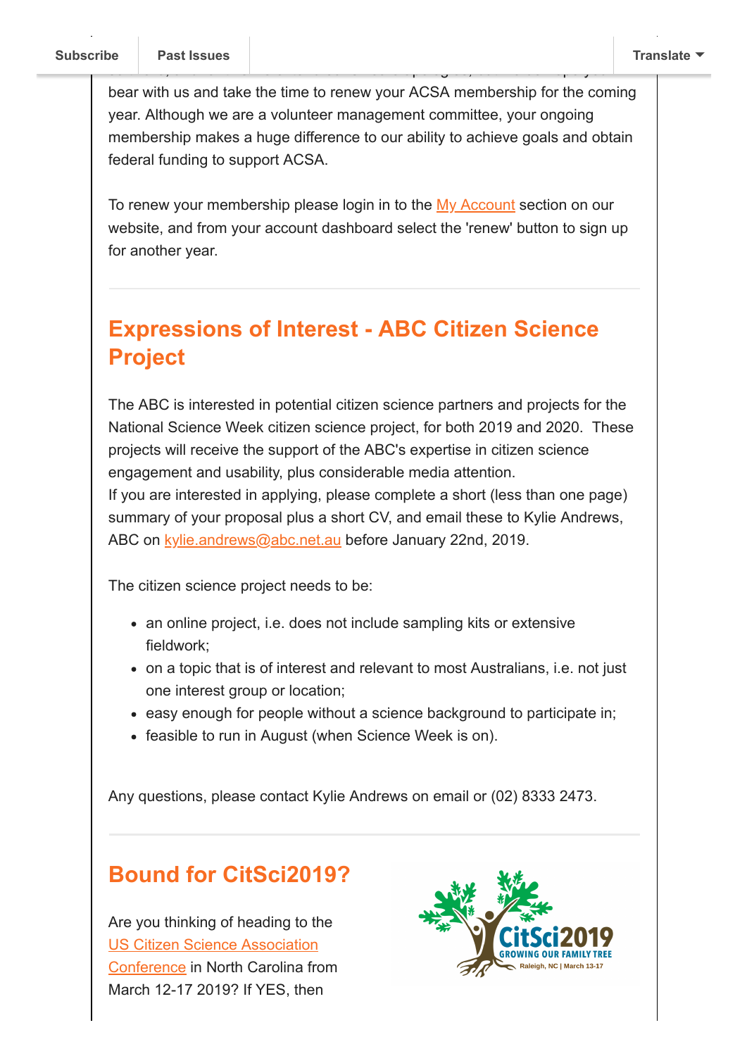bear with us and take the time to renew your ACSA membership for the coming year. Although we are a volunteer management committee, your ongoing membership makes a huge difference to our ability to achieve goals and obtain federal funding to support ACSA.

To renew your membership please login in to the [My Account](#) section on our website, and from your account dashboard select the 'renew' button to sign up for another year.

---

## Expressions of Interest - ABC Citizen Science Project

The ABC is interested in potential citizen science partners and projects for the National Science Week citizen science project, for both 2019 and 2020. These projects will receive the support of the ABC's expertise in citizen science engagement and usability, plus considerable media attention.
If you are interested in applying, please complete a short (less than one page) summary of your proposal plus a short CV, and email these to Kylie Andrews, ABC on kylie.andrews@abc.net.au before January 22nd, 2019.

The citizen science project needs to be:

- an online project, i.e. does not include sampling kits or extensive fieldwork;
- on a topic that is of interest and relevant to most Australians, i.e. not just one interest group or location;
- easy enough for people without a science background to participate in;
- feasible to run in August (when Science Week is on).

Any questions, please contact Kylie Andrews on email or (02) 8333 2473.

---

## Bound for CitSci2019?

Are you thinking of heading to the US Citizen Science Association Conference in North Carolina from March 12-17 2019? If YES, then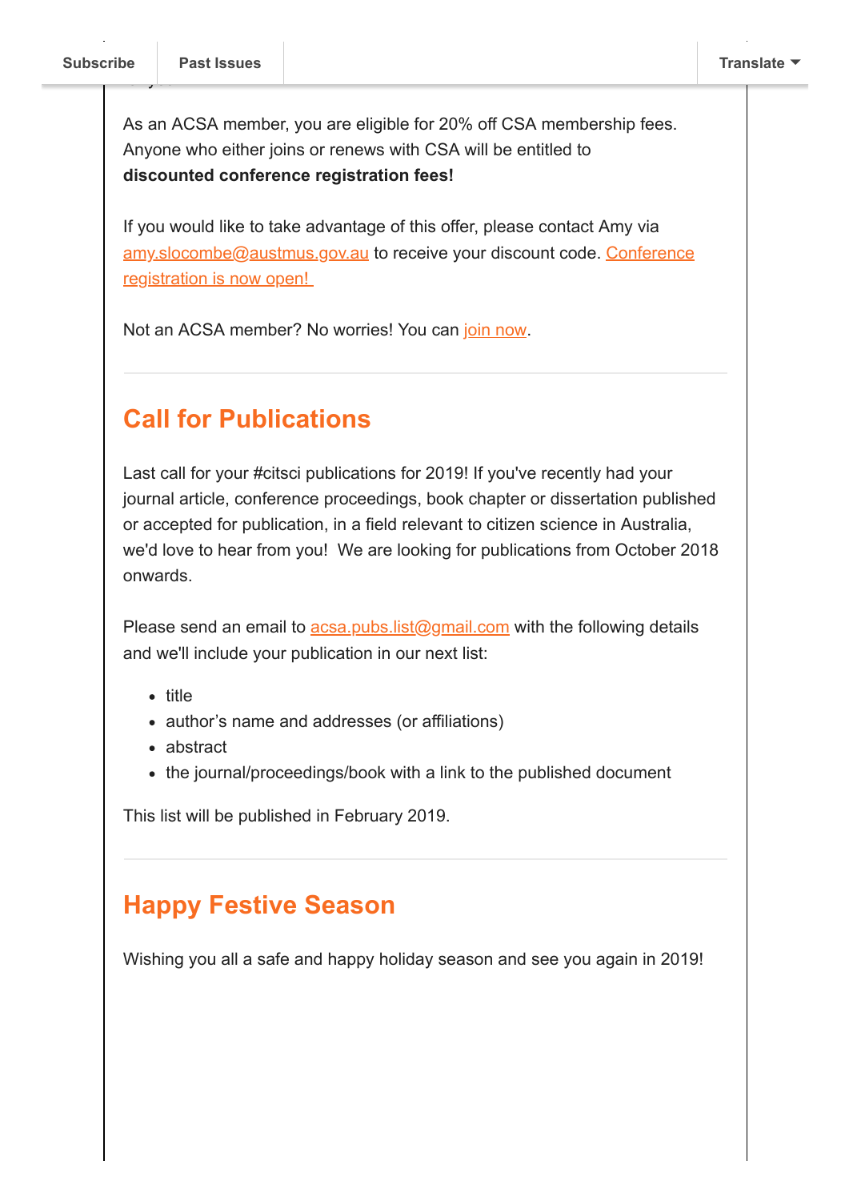As an ACSA member, you are eligible for 20% off CSA membership fees. Anyone who either joins or renews with CSA will be entitled to **discounted conference registration fees!**

If you would like to take advantage of this offer, please contact Amy via amy.slocombe@austmus.gov.au to receive your discount code. Conference registration is now open!

Not an ACSA member? No worries! You can join now.

## Call for Publications

Last call for your #citsci publications for 2019! If you've recently had your journal article, conference proceedings, book chapter or dissertation published or accepted for publication, in a field relevant to citizen science in Australia, we'd love to hear from you! We are looking for publications from October 2018 onwards.

Please send an email to acsa.pubs.list@gmail.com with the following details and we'll include your publication in our next list:

- title
- author's name and addresses (or affiliations)
- abstract
- the journal/proceedings/book with a link to the published document

This list will be published in February 2019.

## Happy Festive Season

Wishing you all a safe and happy holiday season and see you again in 2019!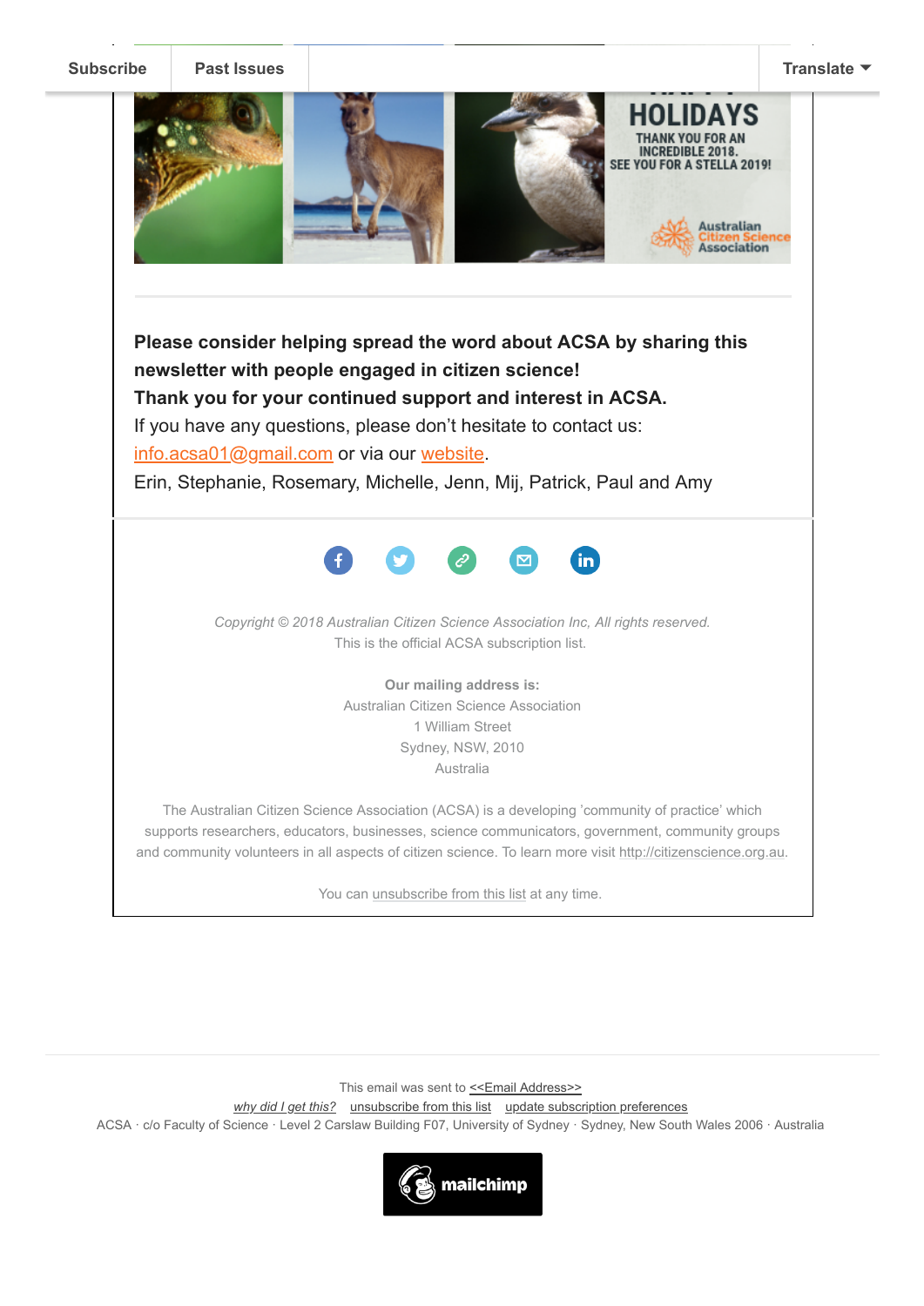Subscribe | Past Issues | Translate

HOLIDAYS
THANK YOU FOR AN INCREDIBLE 2018.
SEE YOU FOR A STELLA 2019!
Australian Citizen Science Association

**Please consider helping spread the word about ACSA by sharing this newsletter with people engaged in citizen science!**
**Thank you for your continued support and interest in ACSA.**
If you have any questions, please don't hesitate to contact us: info.acsa01@gmail.com or via our website.
Erin, Stephanie, Rosemary, Michelle, Jenn, Mij, Patrick, Paul and Amy

*Copyright © 2018 Australian Citizen Science Association Inc, All rights reserved.*
This is the official ACSA subscription list.

**Our mailing address is:**
Australian Citizen Science Association
1 William Street
Sydney, NSW, 2010
Australia

The Australian Citizen Science Association (ACSA) is a developing 'community of practice' which supports researchers, educators, businesses, science communicators, government, community groups and community volunteers in all aspects of citizen science. To learn more visit http://citizenscience.org.au.

You can unsubscribe from this list at any time.

This email was sent to <<Email Address>>
*why did I get this?* unsubscribe from this list update subscription preferences
ACSA · c/o Faculty of Science · Level 2 Carslaw Building F07, University of Sydney · Sydney, New South Wales 2006 · Australia

mailchimp